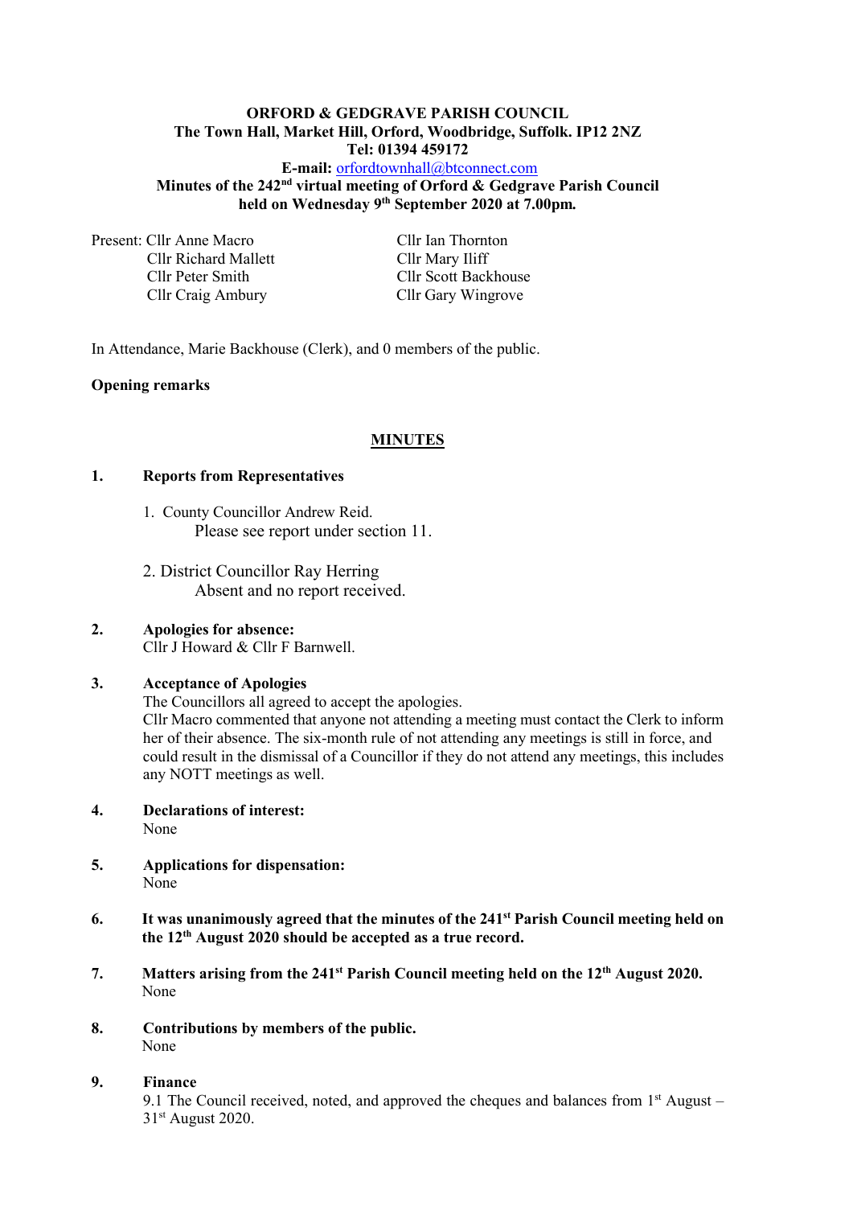**ORFORD & GEDGRAVE PARISH COUNCIL**
**The Town Hall, Market Hill, Orford, Woodbridge, Suffolk. IP12 2NZ**
**Tel: 01394 459172**
**E-mail:** orfordtownhall@btconnect.com
**Minutes of the 242nd virtual meeting of Orford & Gedgrave Parish Council held on Wednesday 9th September 2020 at 7.00pm.**

Present: Cllr Anne Macro
Cllr Richard Mallett
Cllr Peter Smith
Cllr Craig Ambury
Cllr Ian Thornton
Cllr Mary Iliff
Cllr Scott Backhouse
Cllr Gary Wingrove

In Attendance, Marie Backhouse (Clerk), and 0 members of the public.

**Opening remarks**

## MINUTES

**1. Reports from Representatives**

1. County Councillor Andrew Reid.
   Please see report under section 11.

2. District Councillor Ray Herring
   Absent and no report received.

**2. Apologies for absence:**
Cllr J Howard & Cllr F Barnwell.

**3. Acceptance of Apologies**
The Councillors all agreed to accept the apologies.
Cllr Macro commented that anyone not attending a meeting must contact the Clerk to inform her of their absence. The six-month rule of not attending any meetings is still in force, and could result in the dismissal of a Councillor if they do not attend any meetings, this includes any NOTT meetings as well.

**4. Declarations of interest:**
None

**5. Applications for dispensation:**
None

**6. It was unanimously agreed that the minutes of the 241st Parish Council meeting held on the 12th August 2020 should be accepted as a true record.**

**7. Matters arising from the 241st Parish Council meeting held on the 12th August 2020.**
None

**8. Contributions by members of the public.**
None

**9. Finance**
9.1 The Council received, noted, and approved the cheques and balances from 1st August – 31st August 2020.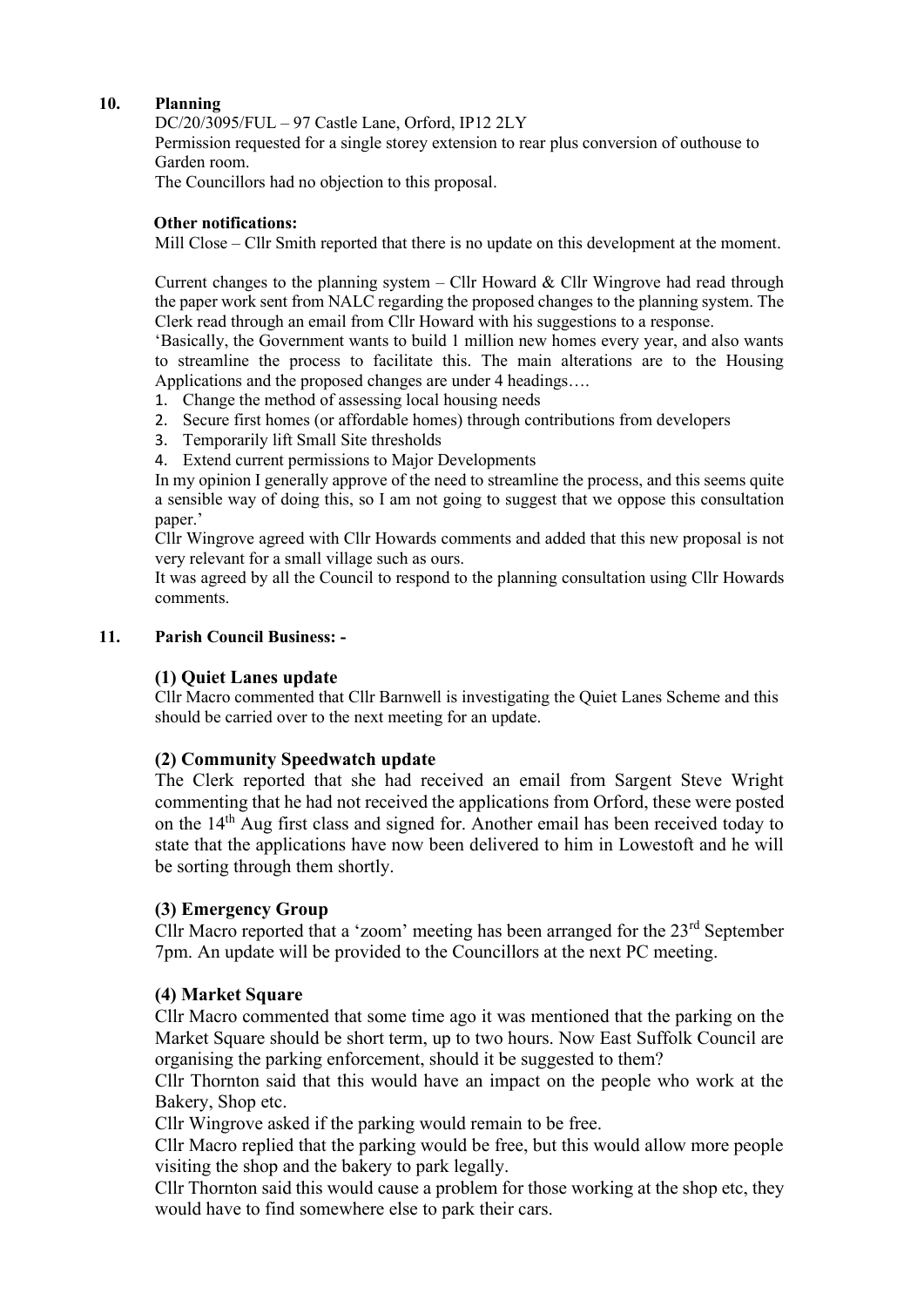## 10. Planning

DC/20/3095/FUL – 97 Castle Lane, Orford, IP12 2LY
Permission requested for a single storey extension to rear plus conversion of outhouse to Garden room.
The Councillors had no objection to this proposal.

**Other notifications:**

Mill Close – Cllr Smith reported that there is no update on this development at the moment.

Current changes to the planning system – Cllr Howard & Cllr Wingrove had read through the paper work sent from NALC regarding the proposed changes to the planning system. The Clerk read through an email from Cllr Howard with his suggestions to a response.

'Basically, the Government wants to build 1 million new homes every year, and also wants to streamline the process to facilitate this. The main alterations are to the Housing Applications and the proposed changes are under 4 headings….

1. Change the method of assessing local housing needs
2. Secure first homes (or affordable homes) through contributions from developers
3. Temporarily lift Small Site thresholds
4. Extend current permissions to Major Developments

In my opinion I generally approve of the need to streamline the process, and this seems quite a sensible way of doing this, so I am not going to suggest that we oppose this consultation paper.'

Cllr Wingrove agreed with Cllr Howards comments and added that this new proposal is not very relevant for a small village such as ours.

It was agreed by all the Council to respond to the planning consultation using Cllr Howards comments.

## 11. Parish Council Business: -

### (1) Quiet Lanes update

Cllr Macro commented that Cllr Barnwell is investigating the Quiet Lanes Scheme and this should be carried over to the next meeting for an update.

### (2) Community Speedwatch update

The Clerk reported that she had received an email from Sargent Steve Wright commenting that he had not received the applications from Orford, these were posted on the 14th Aug first class and signed for. Another email has been received today to state that the applications have now been delivered to him in Lowestoft and he will be sorting through them shortly.

### (3) Emergency Group

Cllr Macro reported that a 'zoom' meeting has been arranged for the 23rd September 7pm. An update will be provided to the Councillors at the next PC meeting.

### (4) Market Square

Cllr Macro commented that some time ago it was mentioned that the parking on the Market Square should be short term, up to two hours. Now East Suffolk Council are organising the parking enforcement, should it be suggested to them?

Cllr Thornton said that this would have an impact on the people who work at the Bakery, Shop etc.

Cllr Wingrove asked if the parking would remain to be free.

Cllr Macro replied that the parking would be free, but this would allow more people visiting the shop and the bakery to park legally.

Cllr Thornton said this would cause a problem for those working at the shop etc, they would have to find somewhere else to park their cars.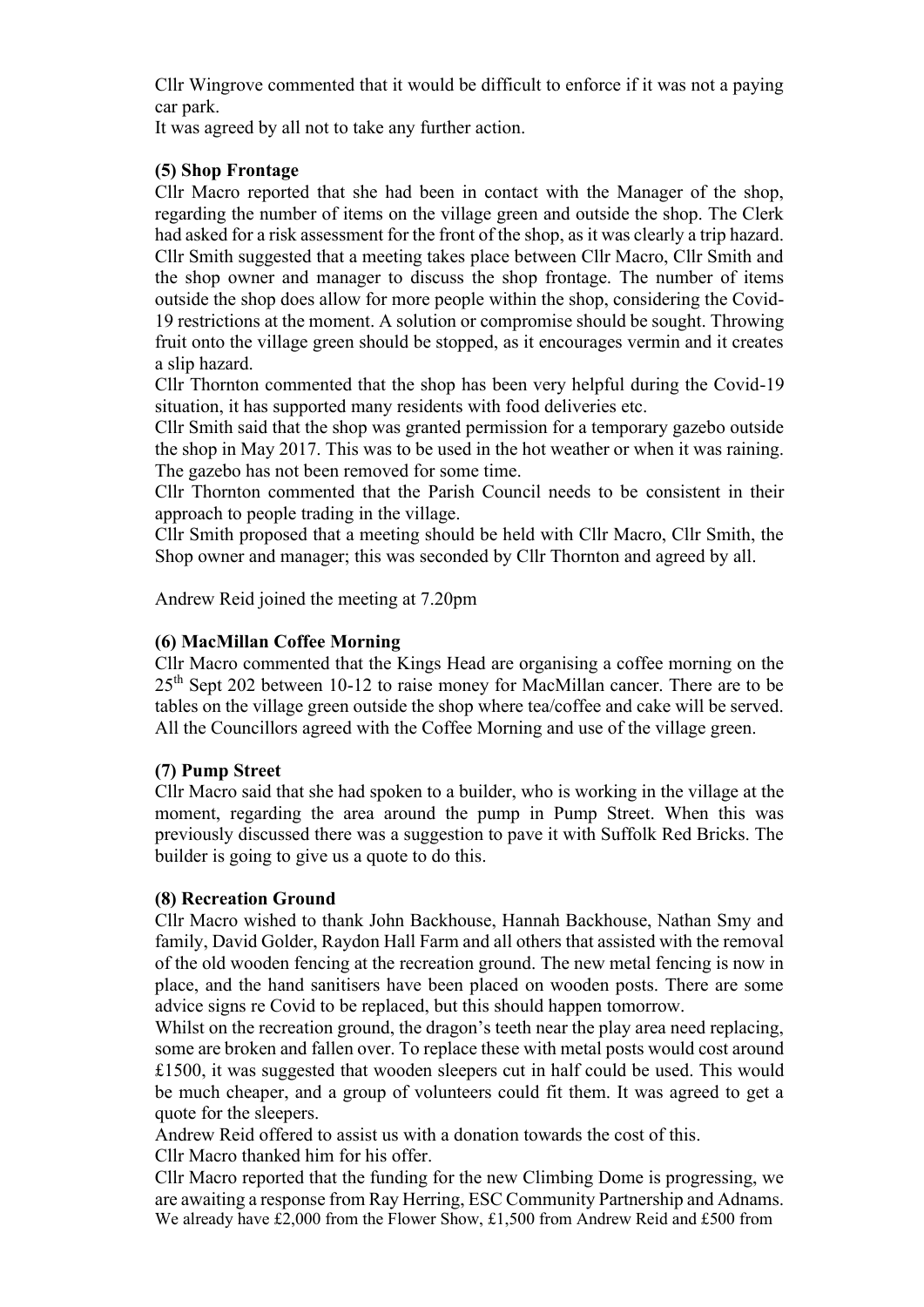Cllr Wingrove commented that it would be difficult to enforce if it was not a paying car park.

It was agreed by all not to take any further action.

**(5) Shop Frontage**

Cllr Macro reported that she had been in contact with the Manager of the shop, regarding the number of items on the village green and outside the shop. The Clerk had asked for a risk assessment for the front of the shop, as it was clearly a trip hazard. Cllr Smith suggested that a meeting takes place between Cllr Macro, Cllr Smith and the shop owner and manager to discuss the shop frontage. The number of items outside the shop does allow for more people within the shop, considering the Covid-19 restrictions at the moment. A solution or compromise should be sought. Throwing fruit onto the village green should be stopped, as it encourages vermin and it creates a slip hazard.

Cllr Thornton commented that the shop has been very helpful during the Covid-19 situation, it has supported many residents with food deliveries etc.

Cllr Smith said that the shop was granted permission for a temporary gazebo outside the shop in May 2017. This was to be used in the hot weather or when it was raining. The gazebo has not been removed for some time.

Cllr Thornton commented that the Parish Council needs to be consistent in their approach to people trading in the village.

Cllr Smith proposed that a meeting should be held with Cllr Macro, Cllr Smith, the Shop owner and manager; this was seconded by Cllr Thornton and agreed by all.

Andrew Reid joined the meeting at 7.20pm

**(6) MacMillan Coffee Morning**

Cllr Macro commented that the Kings Head are organising a coffee morning on the 25th Sept 202 between 10-12 to raise money for MacMillan cancer. There are to be tables on the village green outside the shop where tea/coffee and cake will be served. All the Councillors agreed with the Coffee Morning and use of the village green.

**(7) Pump Street**

Cllr Macro said that she had spoken to a builder, who is working in the village at the moment, regarding the area around the pump in Pump Street. When this was previously discussed there was a suggestion to pave it with Suffolk Red Bricks. The builder is going to give us a quote to do this.

**(8) Recreation Ground**

Cllr Macro wished to thank John Backhouse, Hannah Backhouse, Nathan Smy and family, David Golder, Raydon Hall Farm and all others that assisted with the removal of the old wooden fencing at the recreation ground. The new metal fencing is now in place, and the hand sanitisers have been placed on wooden posts. There are some advice signs re Covid to be replaced, but this should happen tomorrow.

Whilst on the recreation ground, the dragon's teeth near the play area need replacing, some are broken and fallen over. To replace these with metal posts would cost around £1500, it was suggested that wooden sleepers cut in half could be used. This would be much cheaper, and a group of volunteers could fit them. It was agreed to get a quote for the sleepers.

Andrew Reid offered to assist us with a donation towards the cost of this.

Cllr Macro thanked him for his offer.

Cllr Macro reported that the funding for the new Climbing Dome is progressing, we are awaiting a response from Ray Herring, ESC Community Partnership and Adnams. We already have £2,000 from the Flower Show, £1,500 from Andrew Reid and £500 from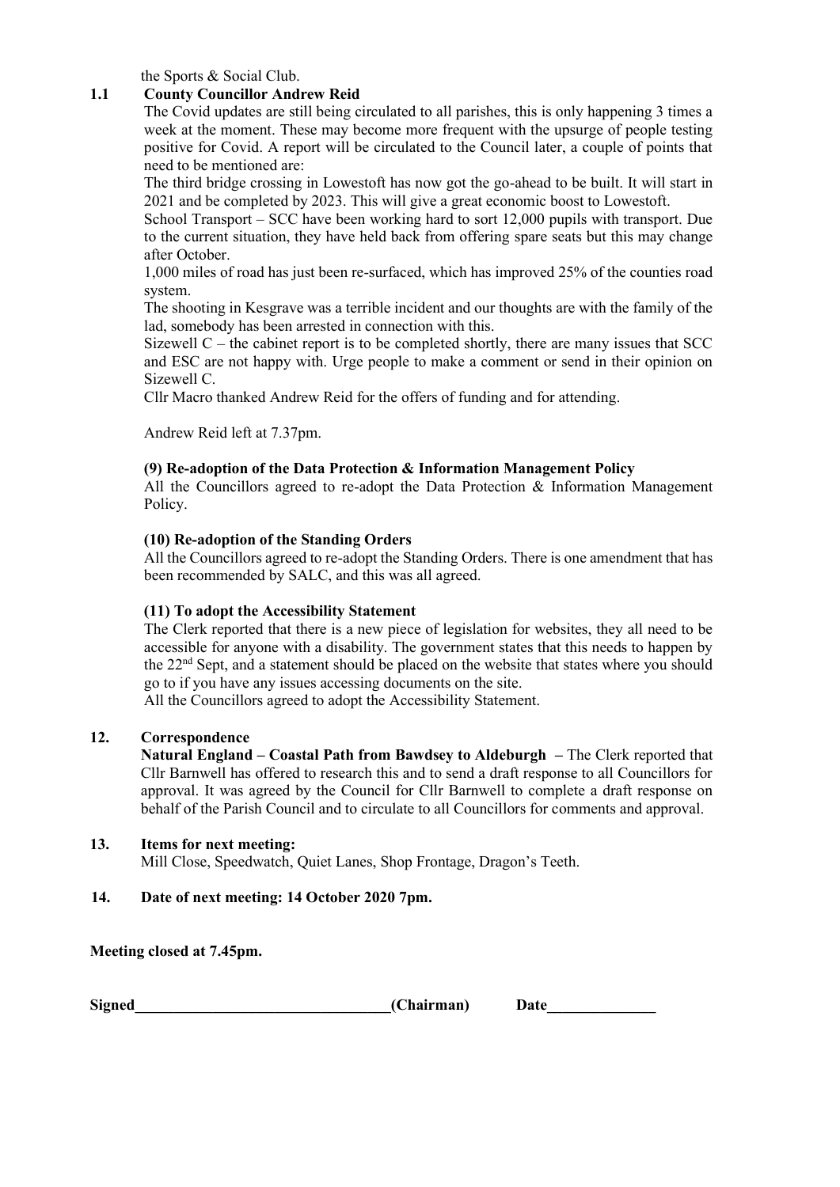the Sports & Social Club.

**1.1 County Councillor Andrew Reid**

The Covid updates are still being circulated to all parishes, this is only happening 3 times a week at the moment. These may become more frequent with the upsurge of people testing positive for Covid. A report will be circulated to the Council later, a couple of points that need to be mentioned are:

The third bridge crossing in Lowestoft has now got the go-ahead to be built. It will start in 2021 and be completed by 2023. This will give a great economic boost to Lowestoft.

School Transport – SCC have been working hard to sort 12,000 pupils with transport. Due to the current situation, they have held back from offering spare seats but this may change after October.

1,000 miles of road has just been re-surfaced, which has improved 25% of the counties road system.

The shooting in Kesgrave was a terrible incident and our thoughts are with the family of the lad, somebody has been arrested in connection with this.

Sizewell C – the cabinet report is to be completed shortly, there are many issues that SCC and ESC are not happy with. Urge people to make a comment or send in their opinion on Sizewell C.

Cllr Macro thanked Andrew Reid for the offers of funding and for attending.

Andrew Reid left at 7.37pm.

**(9) Re-adoption of the Data Protection & Information Management Policy**

All the Councillors agreed to re-adopt the Data Protection & Information Management Policy.

**(10) Re-adoption of the Standing Orders**

All the Councillors agreed to re-adopt the Standing Orders. There is one amendment that has been recommended by SALC, and this was all agreed.

**(11) To adopt the Accessibility Statement**

The Clerk reported that there is a new piece of legislation for websites, they all need to be accessible for anyone with a disability. The government states that this needs to happen by the 22nd Sept, and a statement should be placed on the website that states where you should go to if you have any issues accessing documents on the site.

All the Councillors agreed to adopt the Accessibility Statement.

**12. Correspondence**

**Natural England – Coastal Path from Bawdsey to Aldeburgh –** The Clerk reported that Cllr Barnwell has offered to research this and to send a draft response to all Councillors for approval. It was agreed by the Council for Cllr Barnwell to complete a draft response on behalf of the Parish Council and to circulate to all Councillors for comments and approval.

**13. Items for next meeting:**

Mill Close, Speedwatch, Quiet Lanes, Shop Frontage, Dragon's Teeth.

**14. Date of next meeting: 14 October 2020 7pm.**

**Meeting closed at 7.45pm.**

**Signed\_\_\_\_\_\_\_\_\_\_\_\_\_\_\_\_\_\_\_\_\_\_\_\_\_\_\_\_\_\_\_\_\_\_(Chairman) Date\_\_\_\_\_\_\_\_\_\_\_\_\_\_**